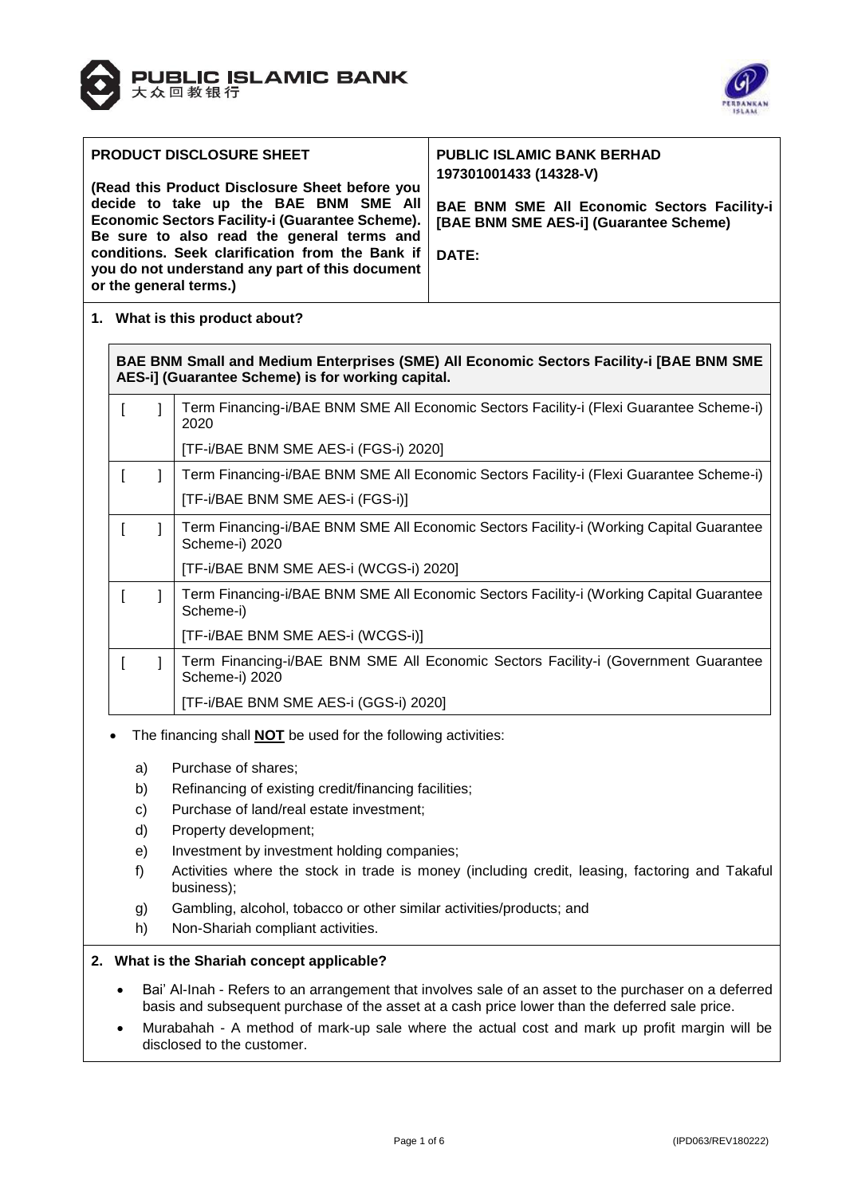| PRODUCT DISCLOSURE SHEET | PUBLIC ISLAMIC BANK BERHAD 197301001433 (14328-V) |
|---|---|
| **(Read this Product Disclosure Sheet before you decide to take up the BAE BNM SME All Economic Sectors Facility-i (Guarantee Scheme). Be sure to also read the general terms and conditions. Seek clarification from the Bank if you do not understand any part of this document or the general terms.)** | **BAE BNM SME All Economic Sectors Facility-i [BAE BNM SME AES-i] (Guarantee Scheme)**<br><br>**DATE:** |

## 1. What is this product about?

**BAE BNM Small and Medium Enterprises (SME) All Economic Sectors Facility-i [BAE BNM SME AES-i] (Guarantee Scheme) is for working capital.**

| | |
|---|---|
| [ ] | Term Financing-i/BAE BNM SME All Economic Sectors Facility-i (Flexi Guarantee Scheme-i) 2020<br>[TF-i/BAE BNM SME AES-i (FGS-i) 2020] |
| [ ] | Term Financing-i/BAE BNM SME All Economic Sectors Facility-i (Flexi Guarantee Scheme-i)<br>[TF-i/BAE BNM SME AES-i (FGS-i)] |
| [ ] | Term Financing-i/BAE BNM SME All Economic Sectors Facility-i (Working Capital Guarantee Scheme-i) 2020<br>[TF-i/BAE BNM SME AES-i (WCGS-i) 2020] |
| [ ] | Term Financing-i/BAE BNM SME All Economic Sectors Facility-i (Working Capital Guarantee Scheme-i)<br>[TF-i/BAE BNM SME AES-i (WCGS-i)] |
| [ ] | Term Financing-i/BAE BNM SME All Economic Sectors Facility-i (Government Guarantee Scheme-i) 2020<br>[TF-i/BAE BNM SME AES-i (GGS-i) 2020] |

- The financing shall **NOT** be used for the following activities:
  - a) Purchase of shares;
  - b) Refinancing of existing credit/financing facilities;
  - c) Purchase of land/real estate investment;
  - d) Property development;
  - e) Investment by investment holding companies;
  - f) Activities where the stock in trade is money (including credit, leasing, factoring and Takaful business);
  - g) Gambling, alcohol, tobacco or other similar activities/products; and
  - h) Non-Shariah compliant activities.

## 2. What is the Shariah concept applicable?

- Bai' Al-Inah - Refers to an arrangement that involves sale of an asset to the purchaser on a deferred basis and subsequent purchase of the asset at a cash price lower than the deferred sale price.
- Murabahah - A method of mark-up sale where the actual cost and mark up profit margin will be disclosed to the customer.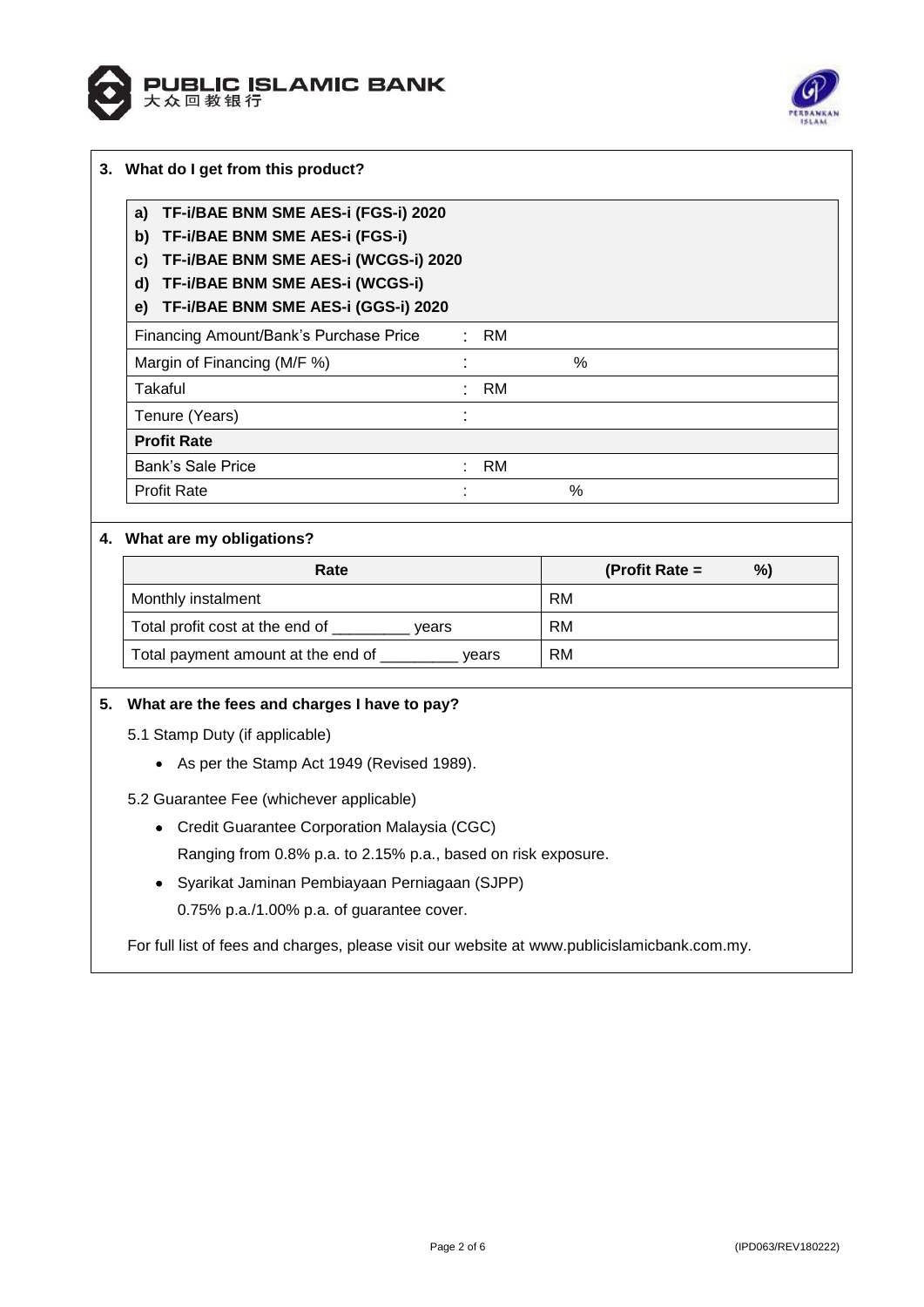**3. What do I get from this product?**

**a) TF-i/BAE BNM SME AES-i (FGS-i) 2020**
**b) TF-i/BAE BNM SME AES-i (FGS-i)**
**c) TF-i/BAE BNM SME AES-i (WCGS-i) 2020**
**d) TF-i/BAE BNM SME AES-i (WCGS-i)**
**e) TF-i/BAE BNM SME AES-i (GGS-i) 2020**

| | |
|---|---|
| Financing Amount/Bank's Purchase Price | : RM |
| Margin of Financing (M/F %) | : % |
| Takaful | : RM |
| Tenure (Years) | : |
| **Profit Rate** | |
| Bank's Sale Price | : RM |
| Profit Rate | : % |

**4. What are my obligations?**

| Rate | (Profit Rate = %) |
|---|---|
| Monthly instalment | RM |
| Total profit cost at the end of _________ years | RM |
| Total payment amount at the end of _________ years | RM |

**5. What are the fees and charges I have to pay?**

5.1 Stamp Duty (if applicable)

- As per the Stamp Act 1949 (Revised 1989).

5.2 Guarantee Fee (whichever applicable)

- Credit Guarantee Corporation Malaysia (CGC)
  Ranging from 0.8% p.a. to 2.15% p.a., based on risk exposure.
- Syarikat Jaminan Pembiayaan Perniagaan (SJPP)
  0.75% p.a./1.00% p.a. of guarantee cover.

For full list of fees and charges, please visit our website at www.publicislamicbank.com.my.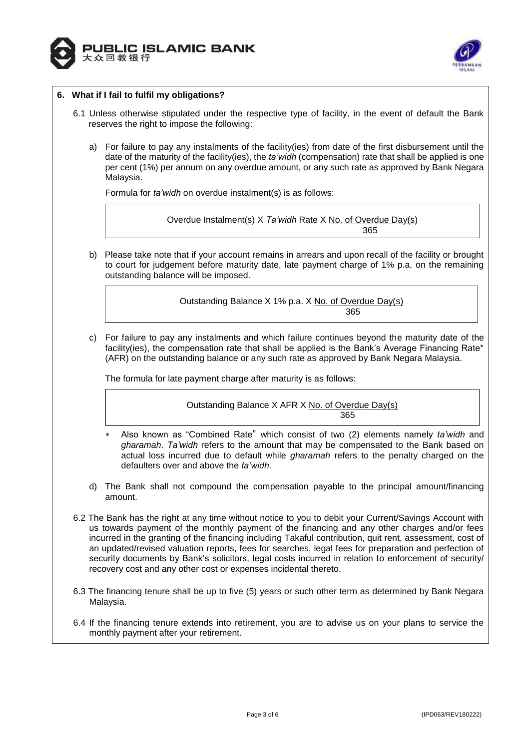## 6. What if I fail to fulfil my obligations?

6.1 Unless otherwise stipulated under the respective type of facility, in the event of default the Bank reserves the right to impose the following:

a) For failure to pay any instalments of the facility(ies) from date of the first disbursement until the date of the maturity of the facility(ies), the *ta'widh* (compensation) rate that shall be applied is one per cent (1%) per annum on any overdue amount, or any such rate as approved by Bank Negara Malaysia.

   Formula for *ta'widh* on overdue instalment(s) is as follows:

$$\text{Overdue Instalment(s)} \times \textit{Ta'widh} \text{ Rate} \times \frac{\text{No. of Overdue Day(s)}}{365}$$

b) Please take note that if your account remains in arrears and upon recall of the facility or brought to court for judgement before maturity date, late payment charge of 1% p.a. on the remaining outstanding balance will be imposed.

$$\text{Outstanding Balance} \times 1\% \text{ p.a.} \times \frac{\text{No. of Overdue Day(s)}}{365}$$

c) For failure to pay any instalments and which failure continues beyond the maturity date of the facility(ies), the compensation rate that shall be applied is the Bank's Average Financing Rate* (AFR) on the outstanding balance or any such rate as approved by Bank Negara Malaysia.

   The formula for late payment charge after maturity is as follows:

$$\text{Outstanding Balance} \times \text{AFR} \times \frac{\text{No. of Overdue Day(s)}}{365}$$

   * Also known as "Combined Rate" which consist of two (2) elements namely *ta'widh* and *gharamah*. *Ta'widh* refers to the amount that may be compensated to the Bank based on actual loss incurred due to default while *gharamah* refers to the penalty charged on the defaulters over and above the *ta'widh*.

d) The Bank shall not compound the compensation payable to the principal amount/financing amount.

6.2 The Bank has the right at any time without notice to you to debit your Current/Savings Account with us towards payment of the monthly payment of the financing and any other charges and/or fees incurred in the granting of the financing including Takaful contribution, quit rent, assessment, cost of an updated/revised valuation reports, fees for searches, legal fees for preparation and perfection of security documents by Bank's solicitors, legal costs incurred in relation to enforcement of security/ recovery cost and any other cost or expenses incidental thereto.

6.3 The financing tenure shall be up to five (5) years or such other term as determined by Bank Negara Malaysia.

6.4 If the financing tenure extends into retirement, you are to advise us on your plans to service the monthly payment after your retirement.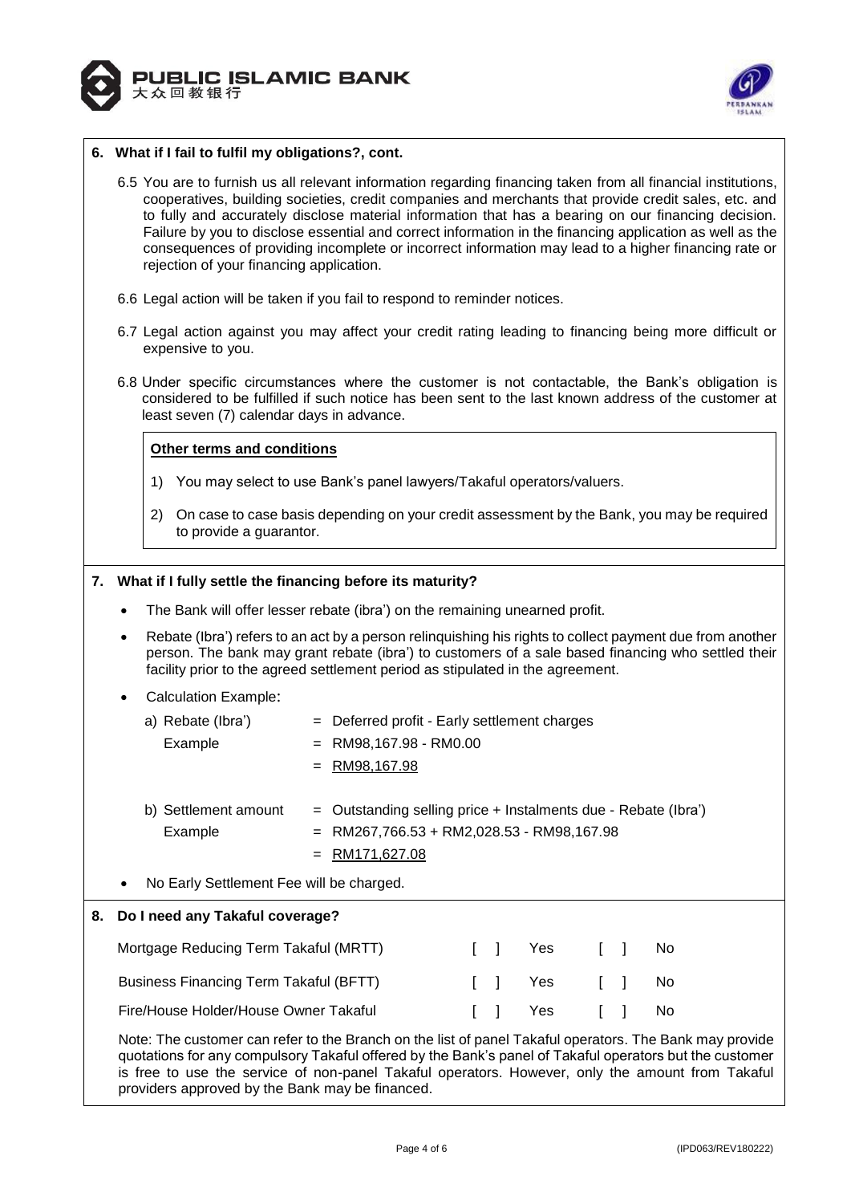## 6. What if I fail to fulfil my obligations?, cont.

6.5 You are to furnish us all relevant information regarding financing taken from all financial institutions, cooperatives, building societies, credit companies and merchants that provide credit sales, etc. and to fully and accurately disclose material information that has a bearing on our financing decision. Failure by you to disclose essential and correct information in the financing application as well as the consequences of providing incomplete or incorrect information may lead to a higher financing rate or rejection of your financing application.

6.6 Legal action will be taken if you fail to respond to reminder notices.

6.7 Legal action against you may affect your credit rating leading to financing being more difficult or expensive to you.

6.8 Under specific circumstances where the customer is not contactable, the Bank's obligation is considered to be fulfilled if such notice has been sent to the last known address of the customer at least seven (7) calendar days in advance.

**Other terms and conditions**

1) You may select to use Bank's panel lawyers/Takaful operators/valuers.

2) On case to case basis depending on your credit assessment by the Bank, you may be required to provide a guarantor.

## 7. What if I fully settle the financing before its maturity?

- The Bank will offer lesser rebate (ibra') on the remaining unearned profit.
- Rebate (Ibra') refers to an act by a person relinquishing his rights to collect payment due from another person. The bank may grant rebate (ibra') to customers of a sale based financing who settled their facility prior to the agreed settlement period as stipulated in the agreement.
- Calculation Example:

a) Rebate (Ibra') = Deferred profit - Early settlement charges

Example = RM98,167.98 - RM0.00

= RM98,167.98

b) Settlement amount = Outstanding selling price + Instalments due - Rebate (Ibra')

Example = RM267,766.53 + RM2,028.53 - RM98,167.98

= RM171,627.08

- No Early Settlement Fee will be charged.

## 8. Do I need any Takaful coverage?

| | | |
|---|---|---|
| Mortgage Reducing Term Takaful (MRTT) | [ ] Yes | [ ] No |
| Business Financing Term Takaful (BFTT) | [ ] Yes | [ ] No |
| Fire/House Holder/House Owner Takaful | [ ] Yes | [ ] No |

Note: The customer can refer to the Branch on the list of panel Takaful operators. The Bank may provide quotations for any compulsory Takaful offered by the Bank's panel of Takaful operators but the customer is free to use the service of non-panel Takaful operators. However, only the amount from Takaful providers approved by the Bank may be financed.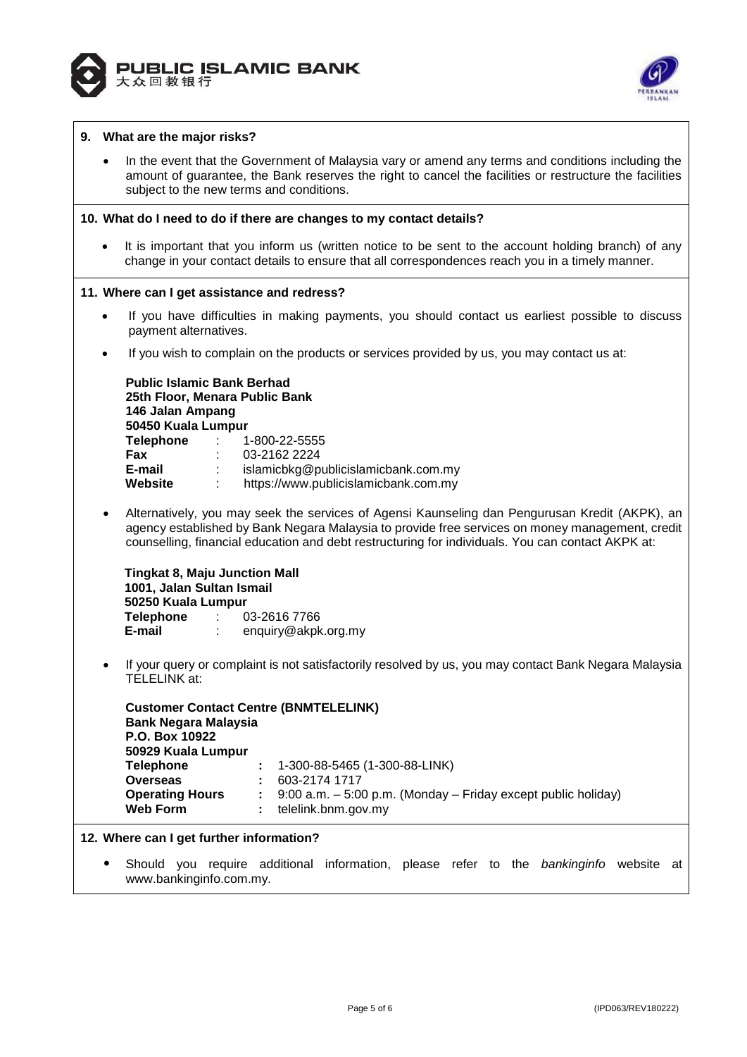## 9. What are the major risks?

- In the event that the Government of Malaysia vary or amend any terms and conditions including the amount of guarantee, the Bank reserves the right to cancel the facilities or restructure the facilities subject to the new terms and conditions.

## 10. What do I need to do if there are changes to my contact details?

- It is important that you inform us (written notice to be sent to the account holding branch) of any change in your contact details to ensure that all correspondences reach you in a timely manner.

## 11. Where can I get assistance and redress?

- If you have difficulties in making payments, you should contact us earliest possible to discuss payment alternatives.
- If you wish to complain on the products or services provided by us, you may contact us at:

  **Public Islamic Bank Berhad**
  **25th Floor, Menara Public Bank**
  **146 Jalan Ampang**
  **50450 Kuala Lumpur**
  **Telephone** : 1-800-22-5555
  **Fax** : 03-2162 2224
  **E-mail** : islamicbkg@publicislamicbank.com.my
  **Website** : https://www.publicislamicbank.com.my

- Alternatively, you may seek the services of Agensi Kaunseling dan Pengurusan Kredit (AKPK), an agency established by Bank Negara Malaysia to provide free services on money management, credit counselling, financial education and debt restructuring for individuals. You can contact AKPK at:

  **Tingkat 8, Maju Junction Mall**
  **1001, Jalan Sultan Ismail**
  **50250 Kuala Lumpur**
  **Telephone** : 03-2616 7766
  **E-mail** : enquiry@akpk.org.my

- If your query or complaint is not satisfactorily resolved by us, you may contact Bank Negara Malaysia TELELINK at:

  **Customer Contact Centre (BNMTELELINK)**
  **Bank Negara Malaysia**
  **P.O. Box 10922**
  **50929 Kuala Lumpur**
  **Telephone** : 1-300-88-5465 (1-300-88-LINK)
  **Overseas** : 603-2174 1717
  **Operating Hours** : 9:00 a.m. – 5:00 p.m. (Monday – Friday except public holiday)
  **Web Form** : telelink.bnm.gov.my

## 12. Where can I get further information?

- Should you require additional information, please refer to the *bankinginfo* website at www.bankinginfo.com.my.

(IPD063/REV180222)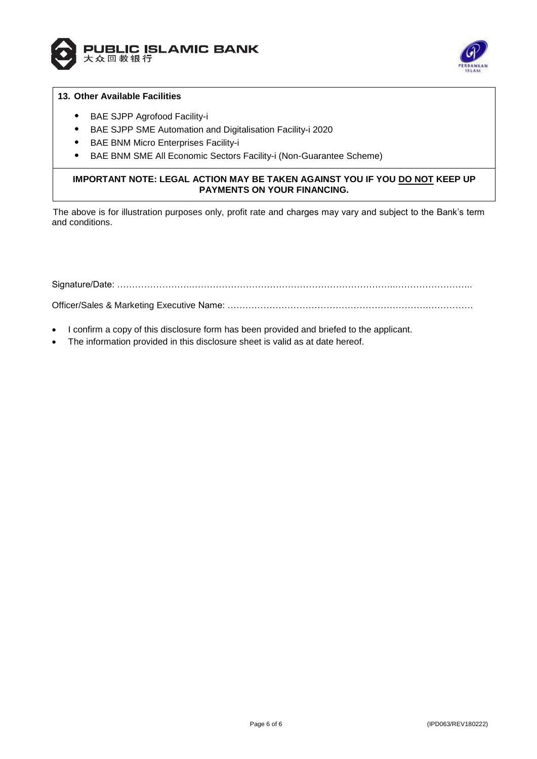## 13. Other Available Facilities

- BAE SJPP Agrofood Facility-i
- BAE SJPP SME Automation and Digitalisation Facility-i 2020
- BAE BNM Micro Enterprises Facility-i
- BAE BNM SME All Economic Sectors Facility-i (Non-Guarantee Scheme)

**IMPORTANT NOTE: LEGAL ACTION MAY BE TAKEN AGAINST YOU IF YOU <u>DO NOT</u> KEEP UP PAYMENTS ON YOUR FINANCING.**

The above is for illustration purposes only, profit rate and charges may vary and subject to the Bank's term and conditions.

Signature/Date: …………………………………………………………………………………………………………..

Officer/Sales & Marketing Executive Name: ……………………………………………………………………

- I confirm a copy of this disclosure form has been provided and briefed to the applicant.
- The information provided in this disclosure sheet is valid as at date hereof.

(IPD063/REV180222)